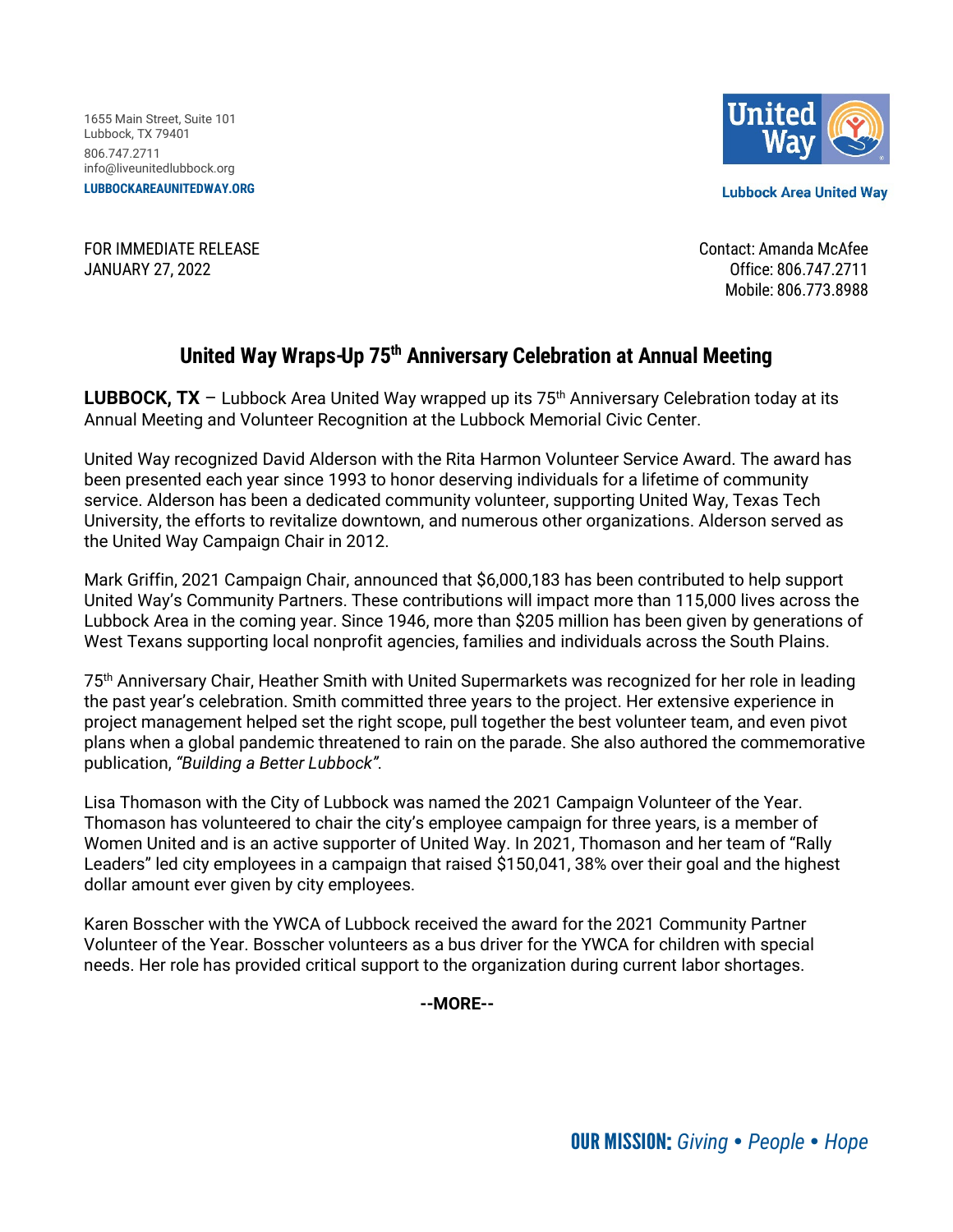1655 Main Street, Suite 101
Lubbock, TX 79401
806.747.2711
info@liveunitedlubbock.org
**LUBBOCKAREAUNITEDWAY.ORG**

**Lubbock Area United Way**

FOR IMMEDIATE RELEASE
JANUARY 27, 2022

Contact: Amanda McAfee
Office: 806.747.2711
Mobile: 806.773.8988

# United Way Wraps-Up 75th Anniversary Celebration at Annual Meeting

**LUBBOCK, TX** – Lubbock Area United Way wrapped up its 75th Anniversary Celebration today at its Annual Meeting and Volunteer Recognition at the Lubbock Memorial Civic Center.

United Way recognized David Alderson with the Rita Harmon Volunteer Service Award. The award has been presented each year since 1993 to honor deserving individuals for a lifetime of community service. Alderson has been a dedicated community volunteer, supporting United Way, Texas Tech University, the efforts to revitalize downtown, and numerous other organizations. Alderson served as the United Way Campaign Chair in 2012.

Mark Griffin, 2021 Campaign Chair, announced that $6,000,183 has been contributed to help support United Way's Community Partners. These contributions will impact more than 115,000 lives across the Lubbock Area in the coming year. Since 1946, more than $205 million has been given by generations of West Texans supporting local nonprofit agencies, families and individuals across the South Plains.

75th Anniversary Chair, Heather Smith with United Supermarkets was recognized for her role in leading the past year's celebration. Smith committed three years to the project. Her extensive experience in project management helped set the right scope, pull together the best volunteer team, and even pivot plans when a global pandemic threatened to rain on the parade. She also authored the commemorative publication, *"Building a Better Lubbock"*.

Lisa Thomason with the City of Lubbock was named the 2021 Campaign Volunteer of the Year. Thomason has volunteered to chair the city's employee campaign for three years, is a member of Women United and is an active supporter of United Way. In 2021, Thomason and her team of "Rally Leaders" led city employees in a campaign that raised $150,041, 38% over their goal and the highest dollar amount ever given by city employees.

Karen Bosscher with the YWCA of Lubbock received the award for the 2021 Community Partner Volunteer of the Year. Bosscher volunteers as a bus driver for the YWCA for children with special needs. Her role has provided critical support to the organization during current labor shortages.

**--MORE--**

**OUR MISSION:** *Giving • People • Hope*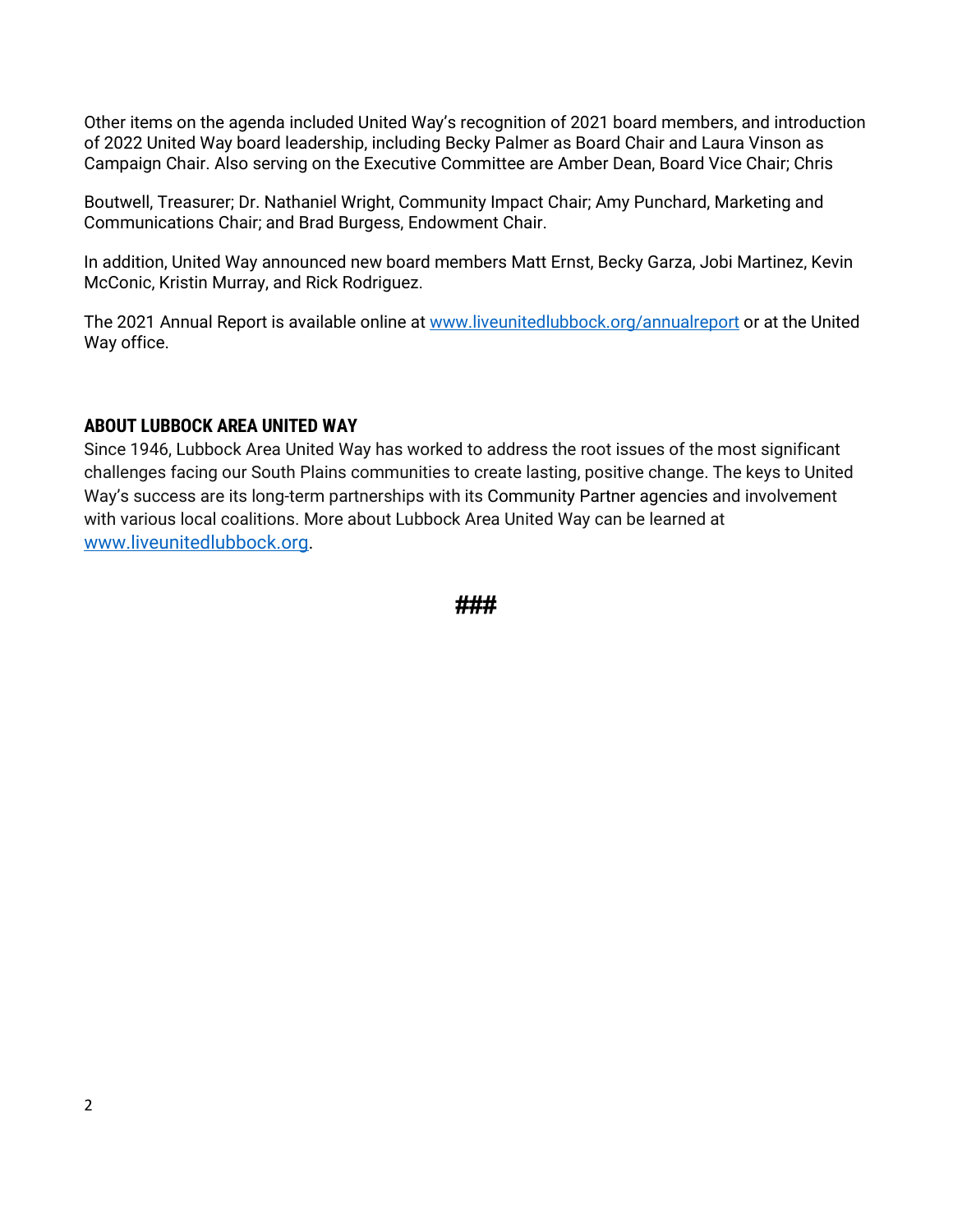Other items on the agenda included United Way's recognition of 2021 board members, and introduction of 2022 United Way board leadership, including Becky Palmer as Board Chair and Laura Vinson as Campaign Chair. Also serving on the Executive Committee are Amber Dean, Board Vice Chair; Chris Boutwell, Treasurer; Dr. Nathaniel Wright, Community Impact Chair; Amy Punchard, Marketing and Communications Chair; and Brad Burgess, Endowment Chair.

In addition, United Way announced new board members Matt Ernst, Becky Garza, Jobi Martinez, Kevin McConic, Kristin Murray, and Rick Rodriguez.

The 2021 Annual Report is available online at [www.liveunitedlubbock.org/annualreport](http://www.liveunitedlubbock.org/annualreport) or at the United Way office.

**ABOUT LUBBOCK AREA UNITED WAY**

Since 1946, Lubbock Area United Way has worked to address the root issues of the most significant challenges facing our South Plains communities to create lasting, positive change. The keys to United Way's success are its long-term partnerships with its Community Partner agencies and involvement with various local coalitions. More about Lubbock Area United Way can be learned at [www.liveunitedlubbock.org](http://www.liveunitedlubbock.org).

**###**